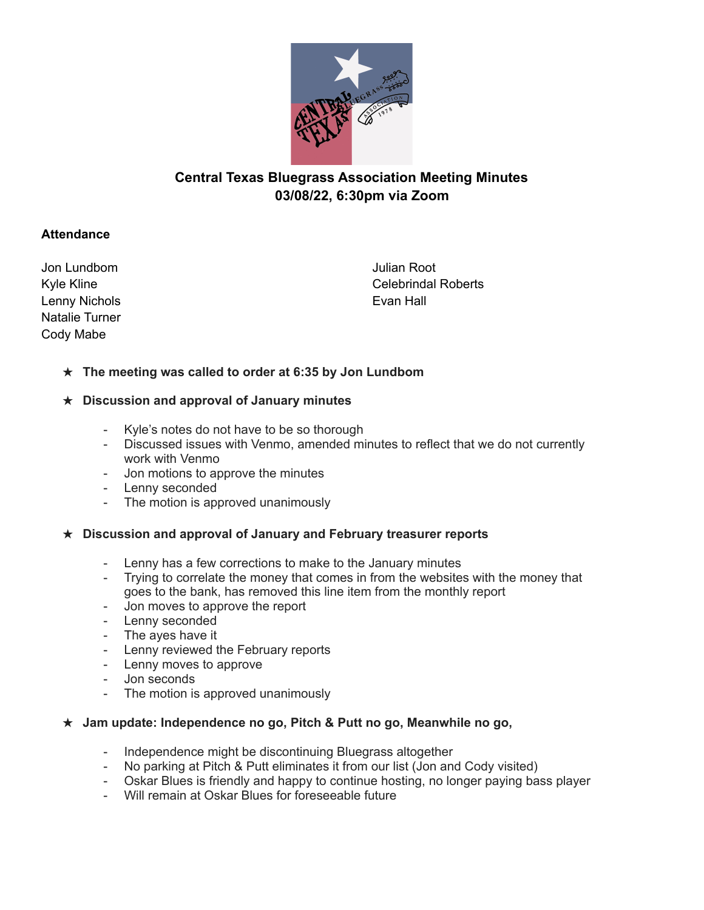## Central Texas Bluegrass Association Meeting Minutes
## 03/08/22, 6:30pm via Zoom

**Attendance**

Jon Lundbom
Kyle Kline
Lenny Nichols
Natalie Turner
Cody Mabe
Julian Root
Celebrindal Roberts
Evan Hall

- ★ **The meeting was called to order at 6:35 by Jon Lundbom**
- ★ **Discussion and approval of January minutes**
  - Kyle's notes do not have to be so thorough
  - Discussed issues with Venmo, amended minutes to reflect that we do not currently work with Venmo
  - Jon motions to approve the minutes
  - Lenny seconded
  - The motion is approved unanimously
- ★ **Discussion and approval of January and February treasurer reports**
  - Lenny has a few corrections to make to the January minutes
  - Trying to correlate the money that comes in from the websites with the money that goes to the bank, has removed this line item from the monthly report
  - Jon moves to approve the report
  - Lenny seconded
  - The ayes have it
  - Lenny reviewed the February reports
  - Lenny moves to approve
  - Jon seconds
  - The motion is approved unanimously
- ★ **Jam update: Independence no go, Pitch & Putt no go, Meanwhile no go,**
  - Independence might be discontinuing Bluegrass altogether
  - No parking at Pitch & Putt eliminates it from our list (Jon and Cody visited)
  - Oskar Blues is friendly and happy to continue hosting, no longer paying bass player
  - Will remain at Oskar Blues for foreseeable future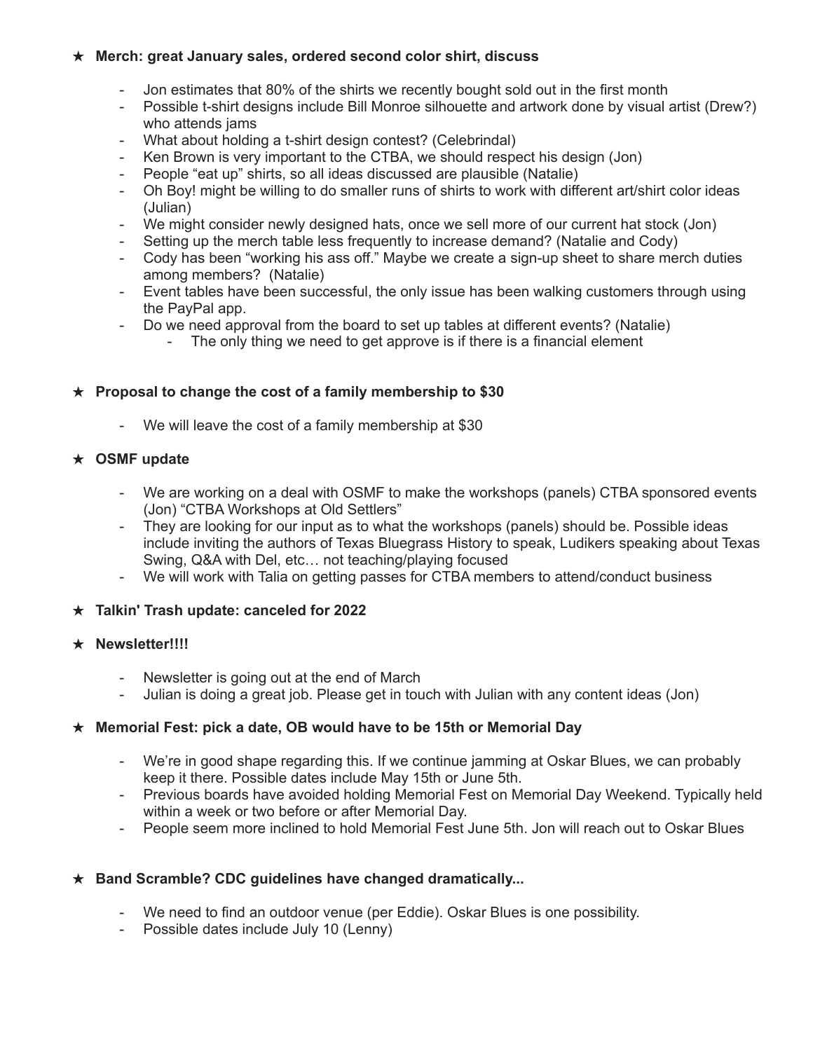- ★ **Merch: great January sales, ordered second color shirt, discuss**
  - Jon estimates that 80% of the shirts we recently bought sold out in the first month
  - Possible t-shirt designs include Bill Monroe silhouette and artwork done by visual artist (Drew?) who attends jams
  - What about holding a t-shirt design contest? (Celebrindal)
  - Ken Brown is very important to the CTBA, we should respect his design (Jon)
  - People "eat up" shirts, so all ideas discussed are plausible (Natalie)
  - Oh Boy! might be willing to do smaller runs of shirts to work with different art/shirt color ideas (Julian)
  - We might consider newly designed hats, once we sell more of our current hat stock (Jon)
  - Setting up the merch table less frequently to increase demand? (Natalie and Cody)
  - Cody has been "working his ass off." Maybe we create a sign-up sheet to share merch duties among members? (Natalie)
  - Event tables have been successful, the only issue has been walking customers through using the PayPal app.
  - Do we need approval from the board to set up tables at different events? (Natalie)
    - The only thing we need to get approve is if there is a financial element

- ★ **Proposal to change the cost of a family membership to $30**
  - We will leave the cost of a family membership at $30

- ★ **OSMF update**
  - We are working on a deal with OSMF to make the workshops (panels) CTBA sponsored events (Jon) "CTBA Workshops at Old Settlers"
  - They are looking for our input as to what the workshops (panels) should be. Possible ideas include inviting the authors of Texas Bluegrass History to speak, Ludikers speaking about Texas Swing, Q&A with Del, etc… not teaching/playing focused
  - We will work with Talia on getting passes for CTBA members to attend/conduct business

- ★ **Talkin' Trash update: canceled for 2022**

- ★ **Newsletter!!!!**
  - Newsletter is going out at the end of March
  - Julian is doing a great job. Please get in touch with Julian with any content ideas (Jon)

- ★ **Memorial Fest: pick a date, OB would have to be 15th or Memorial Day**
  - We're in good shape regarding this. If we continue jamming at Oskar Blues, we can probably keep it there. Possible dates include May 15th or June 5th.
  - Previous boards have avoided holding Memorial Fest on Memorial Day Weekend. Typically held within a week or two before or after Memorial Day.
  - People seem more inclined to hold Memorial Fest June 5th. Jon will reach out to Oskar Blues

- ★ **Band Scramble? CDC guidelines have changed dramatically...**
  - We need to find an outdoor venue (per Eddie). Oskar Blues is one possibility.
  - Possible dates include July 10 (Lenny)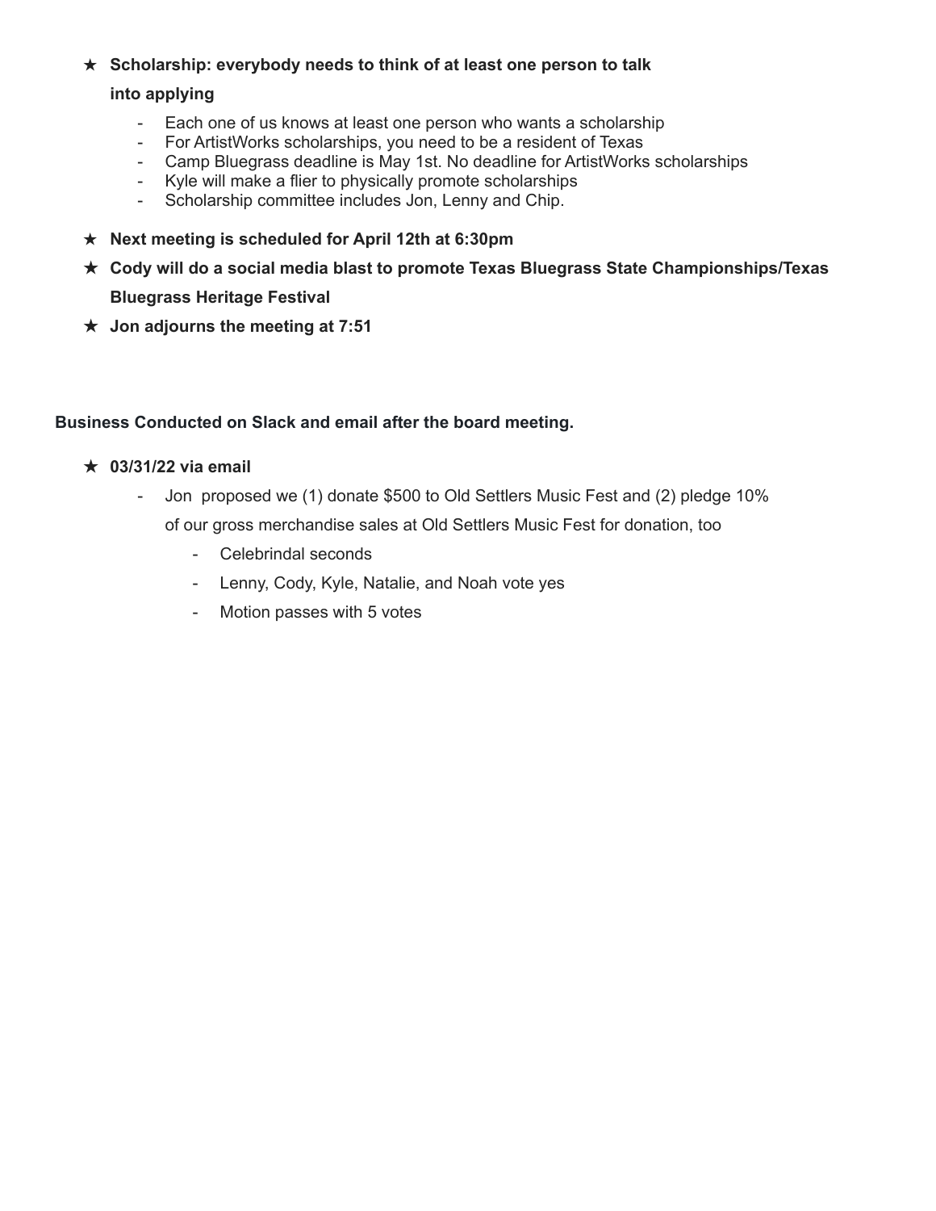- **Scholarship: everybody needs to think of at least one person to talk into applying**
  - Each one of us knows at least one person who wants a scholarship
  - For ArtistWorks scholarships, you need to be a resident of Texas
  - Camp Bluegrass deadline is May 1st. No deadline for ArtistWorks scholarships
  - Kyle will make a flier to physically promote scholarships
  - Scholarship committee includes Jon, Lenny and Chip.
- **Next meeting is scheduled for April 12th at 6:30pm**
- **Cody will do a social media blast to promote Texas Bluegrass State Championships/Texas Bluegrass Heritage Festival**
- **Jon adjourns the meeting at 7:51**

**Business Conducted on Slack and email after the board meeting.**

- **03/31/22 via email**
  - Jon proposed we (1) donate $500 to Old Settlers Music Fest and (2) pledge 10% of our gross merchandise sales at Old Settlers Music Fest for donation, too
    - Celebrindal seconds
    - Lenny, Cody, Kyle, Natalie, and Noah vote yes
    - Motion passes with 5 votes